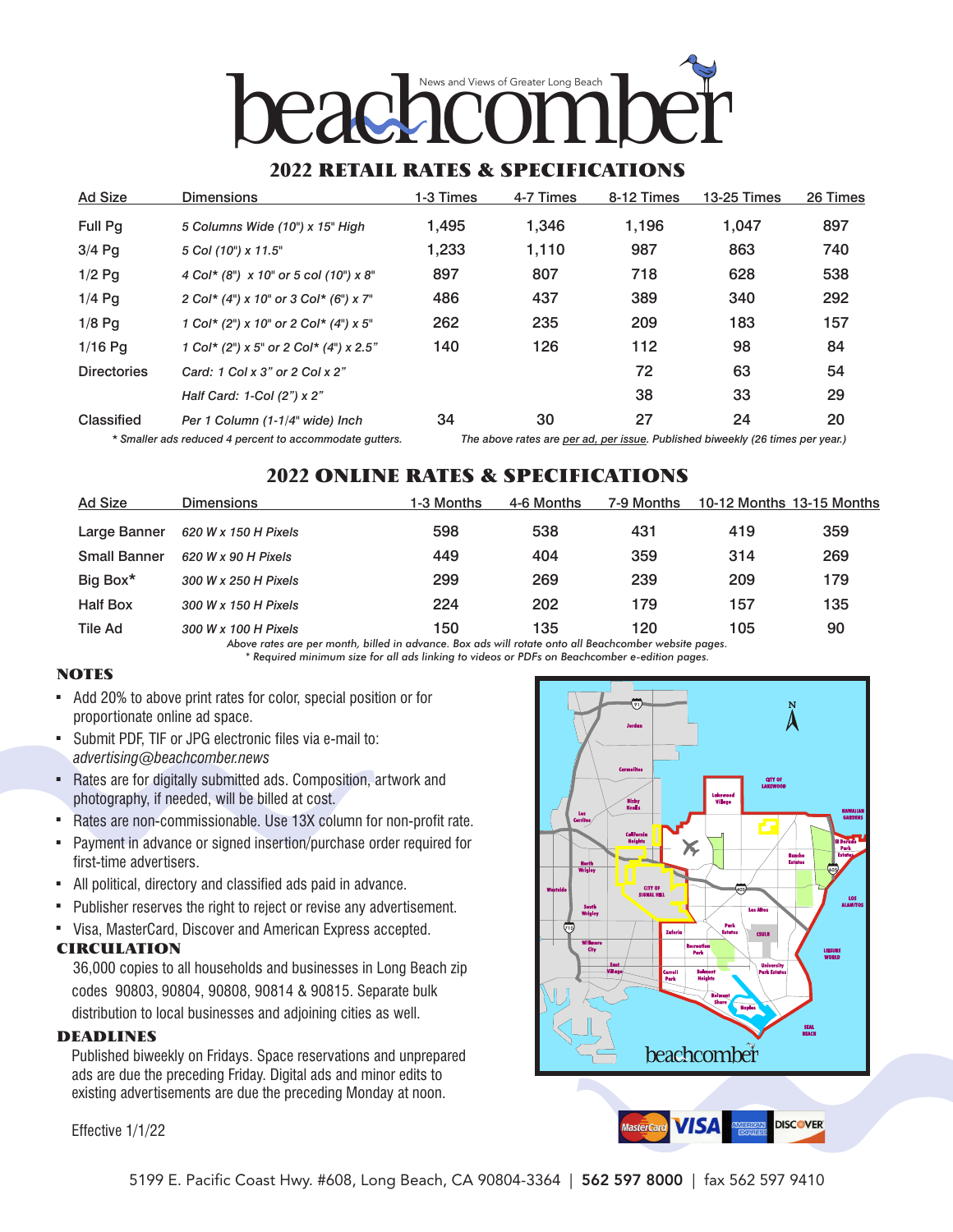# beachcomber

News and Views of Greater Long Beach

## 2022 RETAIL RATES & SPECIFICATIONS

| Ad Size | Dimensions | 1-3 Times | 4-7 Times | 8-12 Times | 13-25 Times | 26 Times |
|---|---|---|---|---|---|---|
| Full Pg | *5 Columns Wide (10") x 15" High* | 1,495 | 1,346 | 1,196 | 1,047 | 897 |
| 3/4 Pg | *5 Col (10") x 11.5"* | 1,233 | 1,110 | 987 | 863 | 740 |
| 1/2 Pg | *4 Col* (8") x 10" or 5 col (10") x 8"* | 897 | 807 | 718 | 628 | 538 |
| 1/4 Pg | *2 Col* (4") x 10" or 3 Col* (6") x 7"* | 486 | 437 | 389 | 340 | 292 |
| 1/8 Pg | *1 Col* (2") x 10" or 2 Col* (4") x 5"* | 262 | 235 | 209 | 183 | 157 |
| 1/16 Pg | *1 Col* (2") x 5" or 2 Col* (4") x 2.5"* | 140 | 126 | 112 | 98 | 84 |
| Directories | *Card: 1 Col x 3" or 2 Col x 2"* | | | 72 | 63 | 54 |
| | *Half Card: 1-Col (2") x 2"* | | | 38 | 33 | 29 |
| Classified | *Per 1 Column (1-1/4" wide) Inch* | 34 | 30 | 27 | 24 | 20 |

*\* Smaller ads reduced 4 percent to accommodate gutters.*

*The above rates are per ad, per issue. Published biweekly (26 times per year.)*

## 2022 ONLINE RATES & SPECIFICATIONS

| Ad Size | Dimensions | 1-3 Months | 4-6 Months | 7-9 Months | 10-12 Months | 13-15 Months |
|---|---|---|---|---|---|---|
| Large Banner | *620 W x 150 H Pixels* | 598 | 538 | 431 | 419 | 359 |
| Small Banner | *620 W x 90 H Pixels* | 449 | 404 | 359 | 314 | 269 |
| Big Box* | *300 W x 250 H Pixels* | 299 | 269 | 239 | 209 | 179 |
| Half Box | *300 W x 150 H Pixels* | 224 | 202 | 179 | 157 | 135 |
| Tile Ad | *300 W x 100 H Pixels* | 150 | 135 | 120 | 105 | 90 |

*Above rates are per month, billed in advance. Box ads will rotate onto all Beachcomber website pages.*

*\* Required minimum size for all ads linking to videos or PDFs on Beachcomber e-edition pages.*

### NOTES

- Add 20% to above print rates for color, special position or for proportionate online ad space.
- Submit PDF, TIF or JPG electronic files via e-mail to: *advertising@beachcomber.news*
- Rates are for digitally submitted ads. Composition, artwork and photography, if needed, will be billed at cost.
- Rates are non-commissionable. Use 13X column for non-profit rate.
- Payment in advance or signed insertion/purchase order required for first-time advertisers.
- All political, directory and classified ads paid in advance.
- Publisher reserves the right to reject or revise any advertisement.
- Visa, MasterCard, Discover and American Express accepted.

### CIRCULATION

36,000 copies to all households and businesses in Long Beach zip codes 90803, 90804, 90808, 90814 & 90815. Separate bulk distribution to local businesses and adjoining cities as well.

### DEADLINES

Published biweekly on Fridays. Space reservations and unprepared ads are due the preceding Friday. Digital ads and minor edits to existing advertisements are due the preceding Monday at noon.

Effective 1/1/22

5199 E. Pacific Coast Hwy. #608, Long Beach, CA 90804-3364 | **562 597 8000** | fax 562 597 9410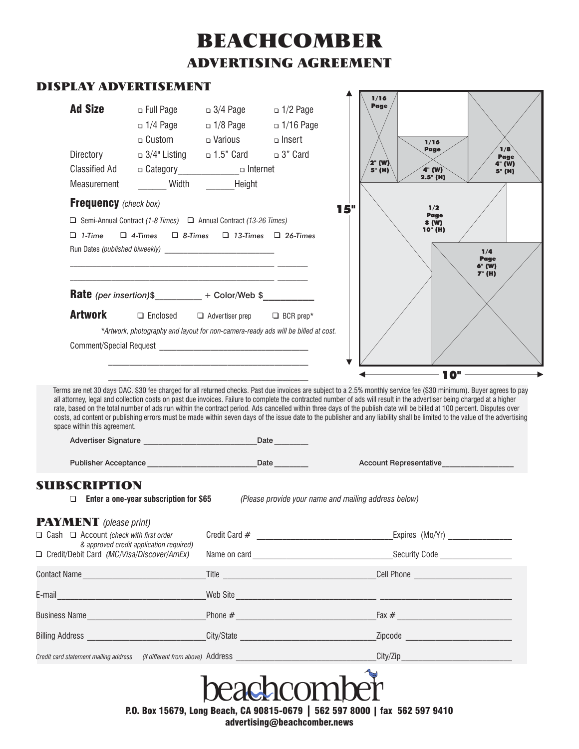# BEACHCOMBER

## ADVERTISING AGREEMENT

### DISPLAY ADVERTISEMENT

**Ad Size** ❑ Full Page ❑ 3/4 Page ❑ 1/2 Page
❑ 1/4 Page ❑ 1/8 Page ❑ 1/16 Page
❑ Custom ❑ Various ❑ Insert

Directory ❑ 3/4" Listing ❑ 1.5" Card ❑ 3" Card

Classified Ad ❑ Category____________ ❑ Internet

Measurement ______ Width ______Height

**Frequency** *(check box)*

❑ Semi-Annual Contract *(1-8 Times)* ❑ Annual Contract *(13-26 Times)*

❑ *1-Time* ❑ *4-Times* ❑ *8-Times* ❑ *13-Times* ❑ *26-Times*

Run Dates *(published biweekly)* ___________________________

_______________________________________________ _______

_______________________________________________ _______

**Rate** *(per insertion)*$_________ + Color/Web $__________

**Artwork** ❑ Enclosed ❑ Advertiser prep ❑ BCR prep*

*\*Artwork, photography and layout for non-camera-ready ads will be billed at cost.*

Comment/Special Request ___________________________________

___________________________________________

___________________________________________

1/16 Page
2" (W)
5" (H)

1/16 Page
4" (W)
2.5" (H)

1/8 Page
4" (W)
5" (H)

1/2 Page
8 (W)
10" (H)

1/4 Page
6" (W)
7" (H)

15"

10"

Terms are net 30 days OAC. $30 fee charged for all returned checks. Past due invoices are subject to a 2.5% monthly service fee ($30 minimum). Buyer agrees to pay all attorney, legal and collection costs on past due invoices. Failure to complete the contracted number of ads will result in the advertiser being charged at a higher rate, based on the total number of ads run within the contract period. Ads cancelled within three days of the publish date will be billed at 100 percent. Disputes over costs, ad content or publishing errors must be made within seven days of the issue date to the publisher and any liability shall be limited to the value of the advertising space within this agreement.

Advertiser Signature __________________________Date ________

Publisher Acceptance _________________________Date ________ Account Representative________________

### SUBSCRIPTION

❑ **Enter a one-year subscription for $65** *(Please provide your name and mailing address below)*

### PAYMENT *(please print)*

❑ Cash ❑ Account *(check with first order & approved credit application required)*

❑ Credit/Debit Card *(MC/Visa/Discover/AmEx)*

Credit Card # ______________________________Expires (Mo/Yr) ______________

Name on card _______________________________Security Code ________________

Contact Name ___________________________Title ___________________________________Cell Phone _____________________

E-mail _______________________________Web Site _______________________________ _____________________________

Business Name __________________________Phone # _______________________________Fax # _________________________

Billing Address __________________________City/State _______________________________Zipcode ______________________

*Credit card statement mailing address (if different from above)* Address _______________________________City/Zip ________________________

beachcomber

**P.O. Box 15679, Long Beach, CA 90815-0679 | 562 597 8000 | fax 562 597 9410**
**advertising@beachcomber.news**